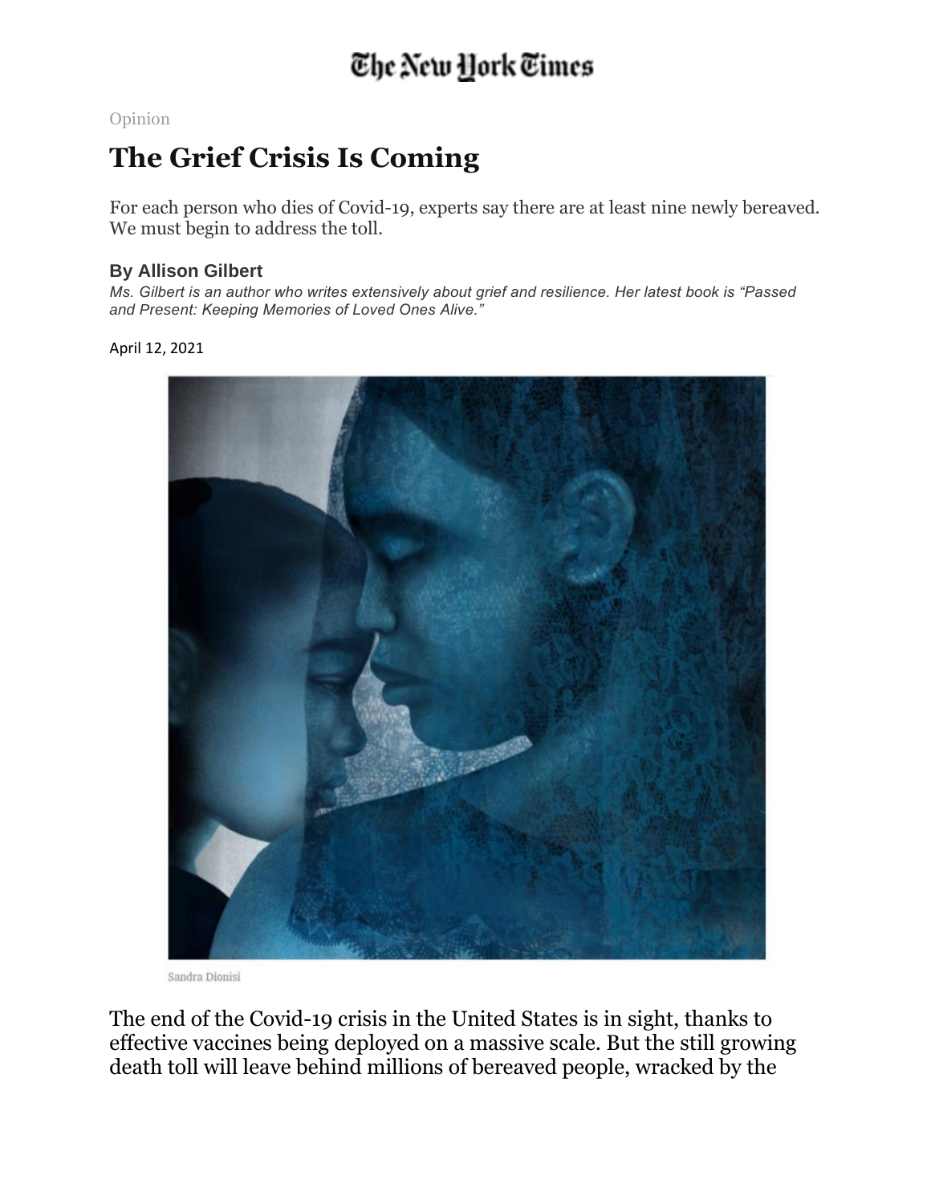The New York Times

Opinion

# The Grief Crisis Is Coming

For each person who dies of Covid-19, experts say there are at least nine newly bereaved. We must begin to address the toll.

**By Allison Gilbert**

*Ms. Gilbert is an author who writes extensively about grief and resilience. Her latest book is "Passed and Present: Keeping Memories of Loved Ones Alive."*

April 12, 2021

Sandra Dionisi

The end of the Covid-19 crisis in the United States is in sight, thanks to effective vaccines being deployed on a massive scale. But the still growing death toll will leave behind millions of bereaved people, wracked by the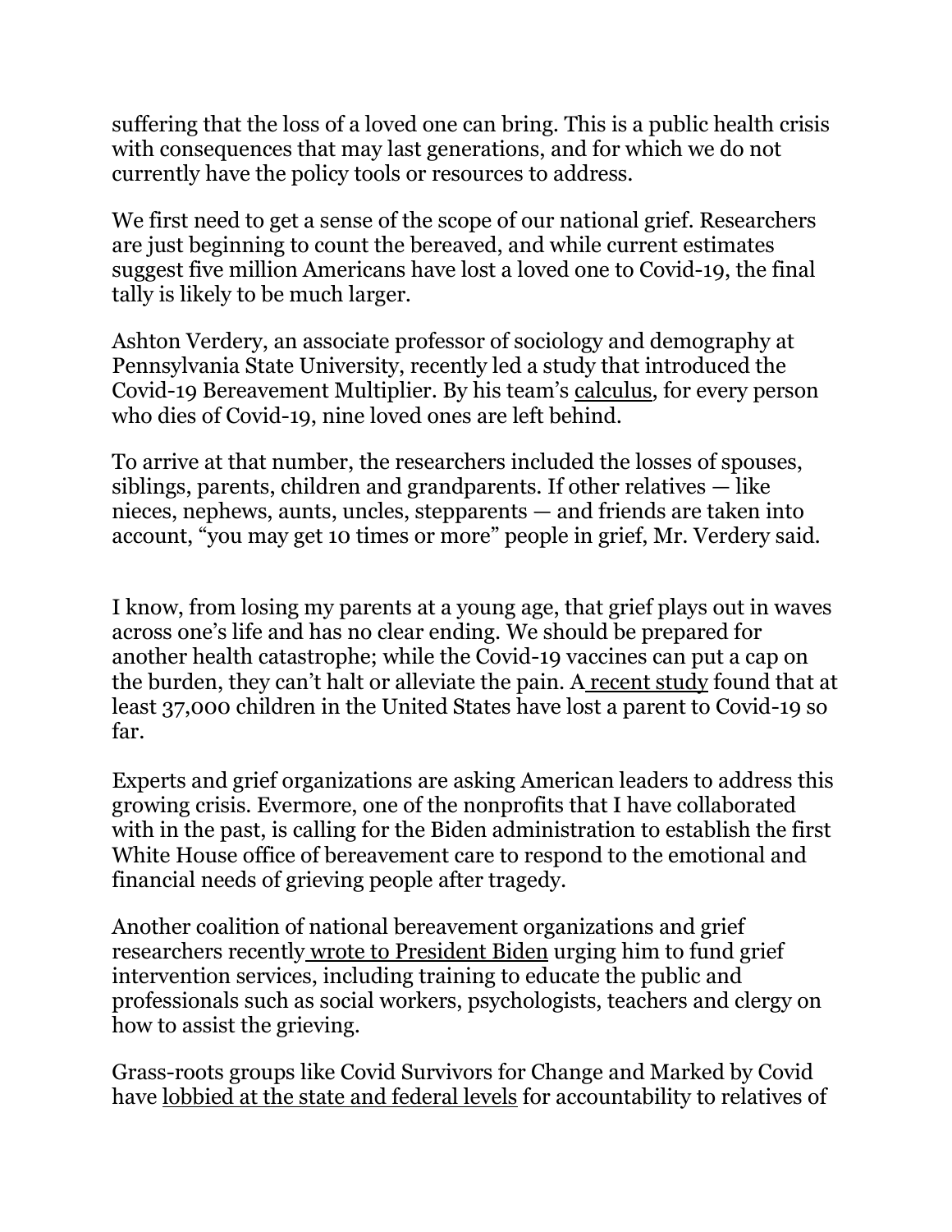suffering that the loss of a loved one can bring. This is a public health crisis with consequences that may last generations, and for which we do not currently have the policy tools or resources to address.

We first need to get a sense of the scope of our national grief. Researchers are just beginning to count the bereaved, and while current estimates suggest five million Americans have lost a loved one to Covid-19, the final tally is likely to be much larger.

Ashton Verdery, an associate professor of sociology and demography at Pennsylvania State University, recently led a study that introduced the Covid-19 Bereavement Multiplier. By his team's calculus, for every person who dies of Covid-19, nine loved ones are left behind.

To arrive at that number, the researchers included the losses of spouses, siblings, parents, children and grandparents. If other relatives — like nieces, nephews, aunts, uncles, stepparents — and friends are taken into account, "you may get 10 times or more" people in grief, Mr. Verdery said.

I know, from losing my parents at a young age, that grief plays out in waves across one's life and has no clear ending. We should be prepared for another health catastrophe; while the Covid-19 vaccines can put a cap on the burden, they can't halt or alleviate the pain. A recent study found that at least 37,000 children in the United States have lost a parent to Covid-19 so far.

Experts and grief organizations are asking American leaders to address this growing crisis. Evermore, one of the nonprofits that I have collaborated with in the past, is calling for the Biden administration to establish the first White House office of bereavement care to respond to the emotional and financial needs of grieving people after tragedy.

Another coalition of national bereavement organizations and grief researchers recently wrote to President Biden urging him to fund grief intervention services, including training to educate the public and professionals such as social workers, psychologists, teachers and clergy on how to assist the grieving.

Grass-roots groups like Covid Survivors for Change and Marked by Covid have lobbied at the state and federal levels for accountability to relatives of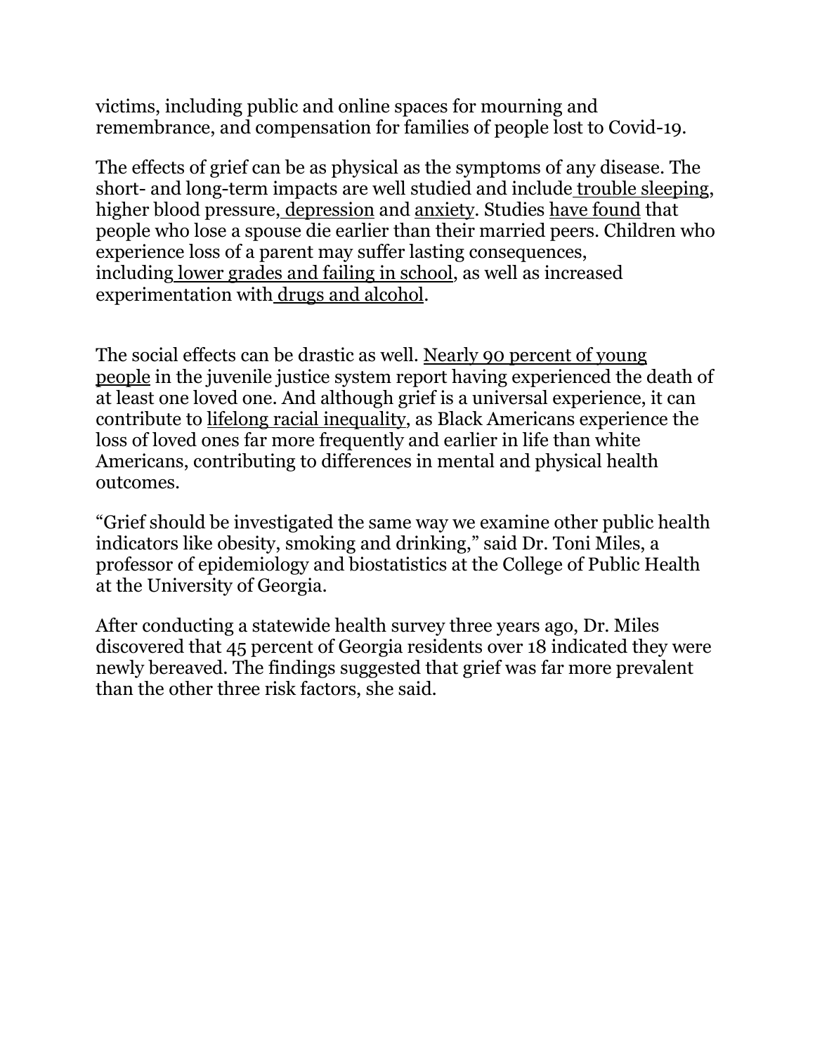victims, including public and online spaces for mourning and remembrance, and compensation for families of people lost to Covid-19.

The effects of grief can be as physical as the symptoms of any disease. The short- and long-term impacts are well studied and include trouble sleeping, higher blood pressure, depression and anxiety. Studies have found that people who lose a spouse die earlier than their married peers. Children who experience loss of a parent may suffer lasting consequences, including lower grades and failing in school, as well as increased experimentation with drugs and alcohol.

The social effects can be drastic as well. Nearly 90 percent of young people in the juvenile justice system report having experienced the death of at least one loved one. And although grief is a universal experience, it can contribute to lifelong racial inequality, as Black Americans experience the loss of loved ones far more frequently and earlier in life than white Americans, contributing to differences in mental and physical health outcomes.

"Grief should be investigated the same way we examine other public health indicators like obesity, smoking and drinking," said Dr. Toni Miles, a professor of epidemiology and biostatistics at the College of Public Health at the University of Georgia.

After conducting a statewide health survey three years ago, Dr. Miles discovered that 45 percent of Georgia residents over 18 indicated they were newly bereaved. The findings suggested that grief was far more prevalent than the other three risk factors, she said.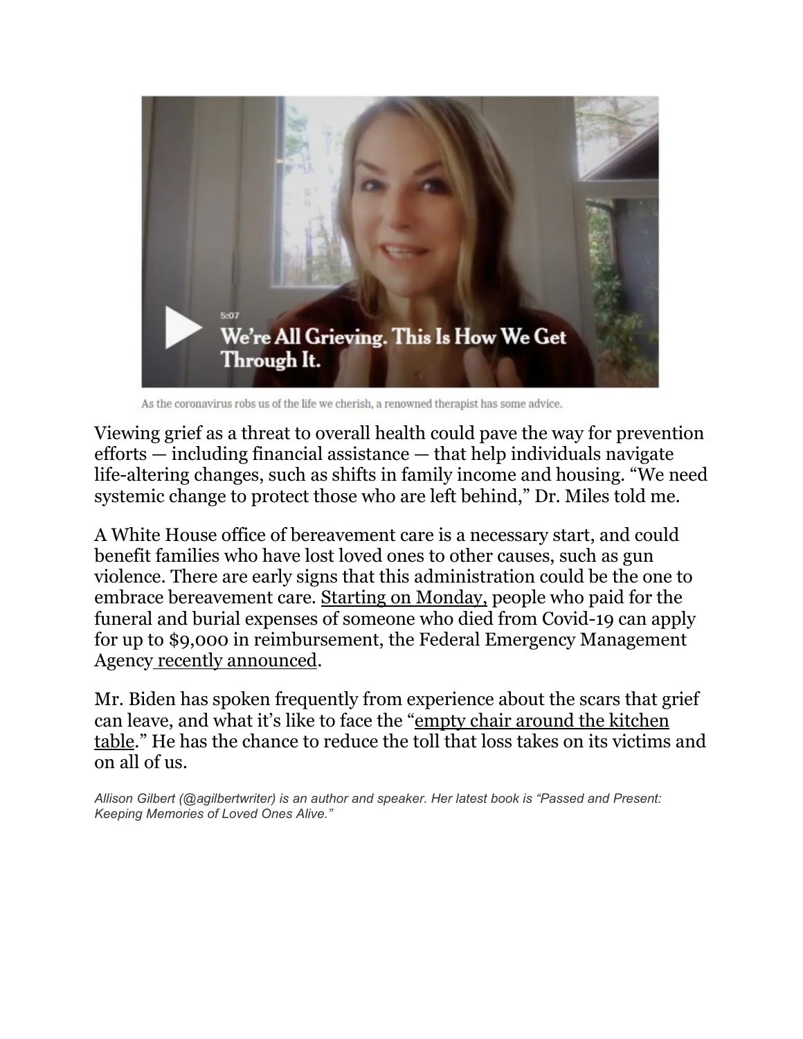5:07

We're All Grieving. This Is How We Get Through It.

As the coronavirus robs us of the life we cherish, a renowned therapist has some advice.

Viewing grief as a threat to overall health could pave the way for prevention efforts — including financial assistance — that help individuals navigate life-altering changes, such as shifts in family income and housing. "We need systemic change to protect those who are left behind," Dr. Miles told me.

A White House office of bereavement care is a necessary start, and could benefit families who have lost loved ones to other causes, such as gun violence. There are early signs that this administration could be the one to embrace bereavement care. Starting on Monday, people who paid for the funeral and burial expenses of someone who died from Covid-19 can apply for up to $9,000 in reimbursement, the Federal Emergency Management Agency recently announced.

Mr. Biden has spoken frequently from experience about the scars that grief can leave, and what it's like to face the "empty chair around the kitchen table." He has the chance to reduce the toll that loss takes on its victims and on all of us.

*Allison Gilbert (@agilbertwriter) is an author and speaker. Her latest book is "Passed and Present: Keeping Memories of Loved Ones Alive."*